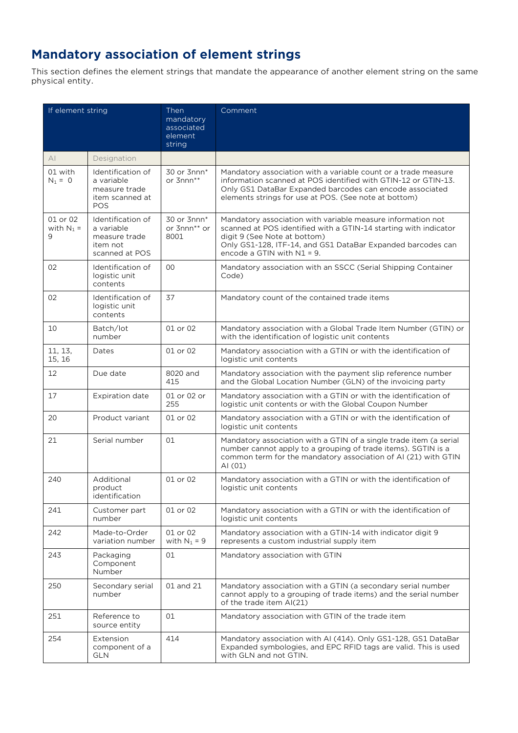## Mandatory association of element strings

This section defines the element strings that mandate the appearance of another element string on the same physical entity.

| If element string | | Then mandatory associated element string | Comment |
|---|---|---|---|
| AI | Designation | | |
| 01 with $N_1$ = 0 | Identification of a variable measure trade item scanned at POS | 30 or 3nnn* or 3nnn** | Mandatory association with a variable count or a trade measure information scanned at POS identified with GTIN-12 or GTIN-13. Only GS1 DataBar Expanded barcodes can encode associated elements strings for use at POS. (See note at bottom) |
| 01 or 02 with $N_1$ = 9 | Identification of a variable measure trade item not scanned at POS | 30 or 3nnn* or 3nnn** or 8001 | Mandatory association with variable measure information not scanned at POS identified with a GTIN-14 starting with indicator digit 9 (See Note at bottom)<br>Only GS1-128, ITF-14, and GS1 DataBar Expanded barcodes can encode a GTIN with N1 = 9. |
| 02 | Identification of logistic unit contents | 00 | Mandatory association with an SSCC (Serial Shipping Container Code) |
| 02 | Identification of logistic unit contents | 37 | Mandatory count of the contained trade items |
| 10 | Batch/lot number | 01 or 02 | Mandatory association with a Global Trade Item Number (GTIN) or with the identification of logistic unit contents |
| 11, 13, 15, 16 | Dates | 01 or 02 | Mandatory association with a GTIN or with the identification of logistic unit contents |
| 12 | Due date | 8020 and 415 | Mandatory association with the payment slip reference number and the Global Location Number (GLN) of the invoicing party |
| 17 | Expiration date | 01 or 02 or 255 | Mandatory association with a GTIN or with the identification of logistic unit contents or with the Global Coupon Number |
| 20 | Product variant | 01 or 02 | Mandatory association with a GTIN or with the identification of logistic unit contents |
| 21 | Serial number | 01 | Mandatory association with a GTIN of a single trade item (a serial number cannot apply to a grouping of trade items). SGTIN is a common term for the mandatory association of AI (21) with GTIN AI (01) |
| 240 | Additional product identification | 01 or 02 | Mandatory association with a GTIN or with the identification of logistic unit contents |
| 241 | Customer part number | 01 or 02 | Mandatory association with a GTIN or with the identification of logistic unit contents |
| 242 | Made-to-Order variation number | 01 or 02 with $N_1$ = 9 | Mandatory association with a GTIN-14 with indicator digit 9 represents a custom industrial supply item |
| 243 | Packaging Component Number | 01 | Mandatory association with GTIN |
| 250 | Secondary serial number | 01 and 21 | Mandatory association with a GTIN (a secondary serial number cannot apply to a grouping of trade items) and the serial number of the trade item AI(21) |
| 251 | Reference to source entity | 01 | Mandatory association with GTIN of the trade item |
| 254 | Extension component of a GLN | 414 | Mandatory association with AI (414). Only GS1-128, GS1 DataBar Expanded symbologies, and EPC RFID tags are valid. This is used with GLN and not GTIN. |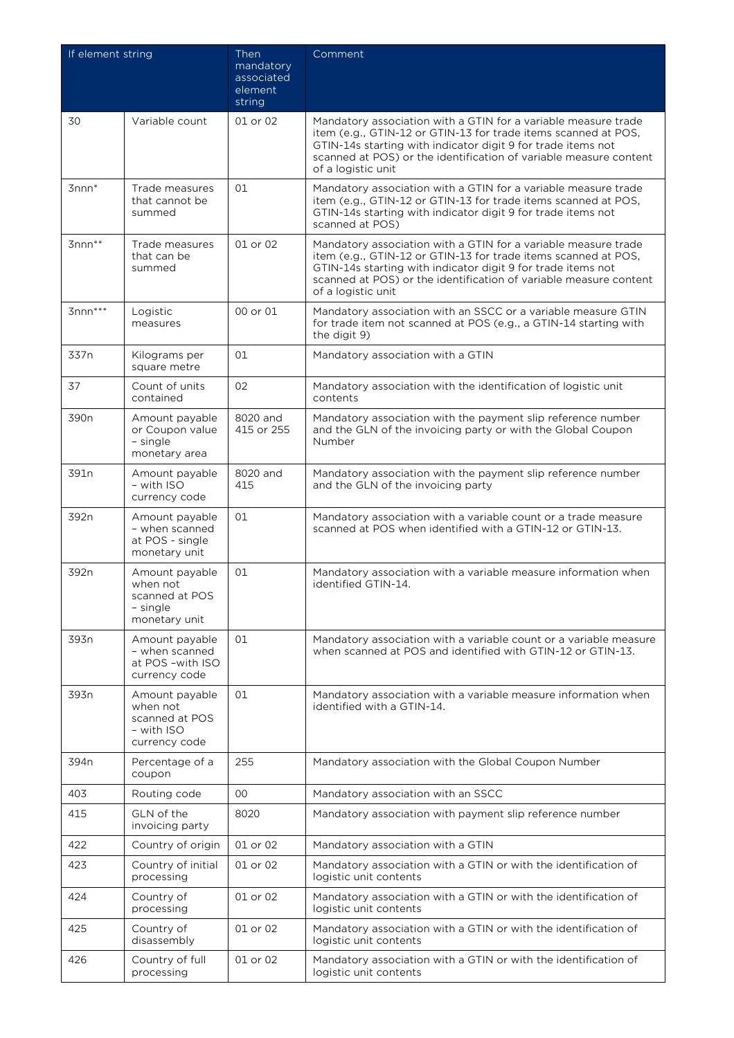| If element string | | Then mandatory associated element string | Comment |
|---|---|---|---|
| 30 | Variable count | 01 or 02 | Mandatory association with a GTIN for a variable measure trade item (e.g., GTIN-12 or GTIN-13 for trade items scanned at POS, GTIN-14s starting with indicator digit 9 for trade items not scanned at POS) or the identification of variable measure content of a logistic unit |
| 3nnn* | Trade measures that cannot be summed | 01 | Mandatory association with a GTIN for a variable measure trade item (e.g., GTIN-12 or GTIN-13 for trade items scanned at POS, GTIN-14s starting with indicator digit 9 for trade items not scanned at POS) |
| 3nnn** | Trade measures that can be summed | 01 or 02 | Mandatory association with a GTIN for a variable measure trade item (e.g., GTIN-12 or GTIN-13 for trade items scanned at POS, GTIN-14s starting with indicator digit 9 for trade items not scanned at POS) or the identification of variable measure content of a logistic unit |
| 3nnn*** | Logistic measures | 00 or 01 | Mandatory association with an SSCC or a variable measure GTIN for trade item not scanned at POS (e.g., a GTIN-14 starting with the digit 9) |
| 337n | Kilograms per square metre | 01 | Mandatory association with a GTIN |
| 37 | Count of units contained | 02 | Mandatory association with the identification of logistic unit contents |
| 390n | Amount payable or Coupon value – single monetary area | 8020 and 415 or 255 | Mandatory association with the payment slip reference number and the GLN of the invoicing party or with the Global Coupon Number |
| 391n | Amount payable – with ISO currency code | 8020 and 415 | Mandatory association with the payment slip reference number and the GLN of the invoicing party |
| 392n | Amount payable – when scanned at POS - single monetary unit | 01 | Mandatory association with a variable count or a trade measure scanned at POS when identified with a GTIN-12 or GTIN-13. |
| 392n | Amount payable when not scanned at POS – single monetary unit | 01 | Mandatory association with a variable measure information when identified GTIN-14. |
| 393n | Amount payable – when scanned at POS –with ISO currency code | 01 | Mandatory association with a variable count or a variable measure when scanned at POS and identified with GTIN-12 or GTIN-13. |
| 393n | Amount payable when not scanned at POS – with ISO currency code | 01 | Mandatory association with a variable measure information when identified with a GTIN-14. |
| 394n | Percentage of a coupon | 255 | Mandatory association with the Global Coupon Number |
| 403 | Routing code | 00 | Mandatory association with an SSCC |
| 415 | GLN of the invoicing party | 8020 | Mandatory association with payment slip reference number |
| 422 | Country of origin | 01 or 02 | Mandatory association with a GTIN |
| 423 | Country of initial processing | 01 or 02 | Mandatory association with a GTIN or with the identification of logistic unit contents |
| 424 | Country of processing | 01 or 02 | Mandatory association with a GTIN or with the identification of logistic unit contents |
| 425 | Country of disassembly | 01 or 02 | Mandatory association with a GTIN or with the identification of logistic unit contents |
| 426 | Country of full processing | 01 or 02 | Mandatory association with a GTIN or with the identification of logistic unit contents |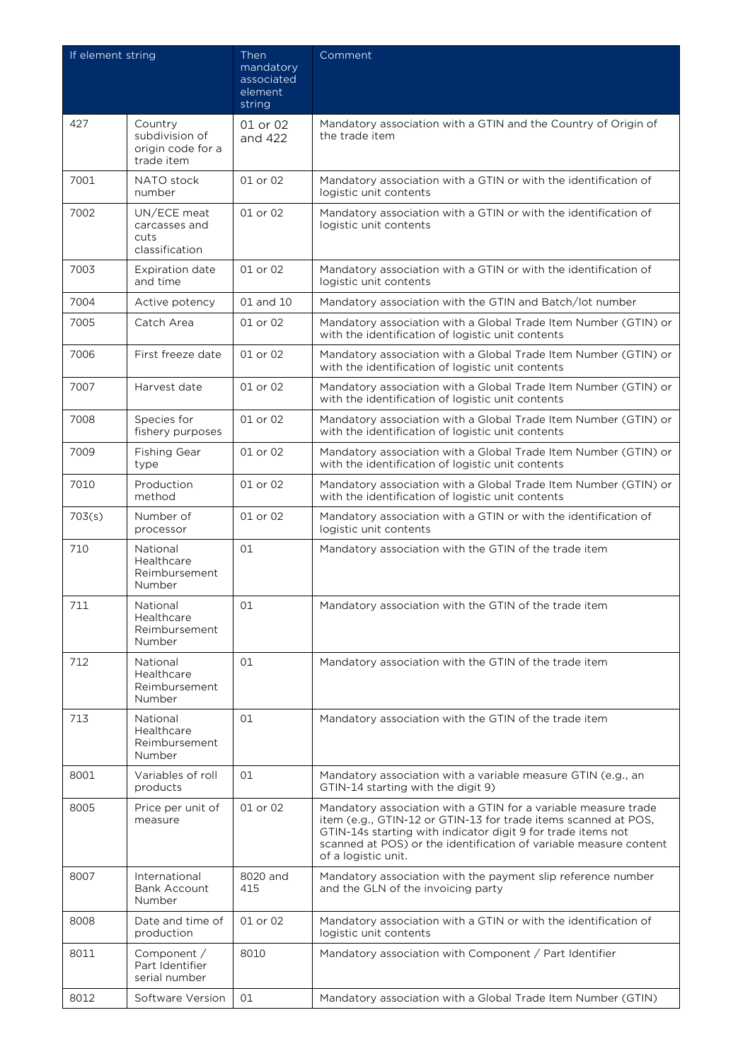| If element string | | Then mandatory associated element string | Comment |
|---|---|---|---|
| 427 | Country subdivision of origin code for a trade item | 01 or 02 and 422 | Mandatory association with a GTIN and the Country of Origin of the trade item |
| 7001 | NATO stock number | 01 or 02 | Mandatory association with a GTIN or with the identification of logistic unit contents |
| 7002 | UN/ECE meat carcasses and cuts classification | 01 or 02 | Mandatory association with a GTIN or with the identification of logistic unit contents |
| 7003 | Expiration date and time | 01 or 02 | Mandatory association with a GTIN or with the identification of logistic unit contents |
| 7004 | Active potency | 01 and 10 | Mandatory association with the GTIN and Batch/lot number |
| 7005 | Catch Area | 01 or 02 | Mandatory association with a Global Trade Item Number (GTIN) or with the identification of logistic unit contents |
| 7006 | First freeze date | 01 or 02 | Mandatory association with a Global Trade Item Number (GTIN) or with the identification of logistic unit contents |
| 7007 | Harvest date | 01 or 02 | Mandatory association with a Global Trade Item Number (GTIN) or with the identification of logistic unit contents |
| 7008 | Species for fishery purposes | 01 or 02 | Mandatory association with a Global Trade Item Number (GTIN) or with the identification of logistic unit contents |
| 7009 | Fishing Gear type | 01 or 02 | Mandatory association with a Global Trade Item Number (GTIN) or with the identification of logistic unit contents |
| 7010 | Production method | 01 or 02 | Mandatory association with a Global Trade Item Number (GTIN) or with the identification of logistic unit contents |
| 703(s) | Number of processor | 01 or 02 | Mandatory association with a GTIN or with the identification of logistic unit contents |
| 710 | National Healthcare Reimbursement Number | 01 | Mandatory association with the GTIN of the trade item |
| 711 | National Healthcare Reimbursement Number | 01 | Mandatory association with the GTIN of the trade item |
| 712 | National Healthcare Reimbursement Number | 01 | Mandatory association with the GTIN of the trade item |
| 713 | National Healthcare Reimbursement Number | 01 | Mandatory association with the GTIN of the trade item |
| 8001 | Variables of roll products | 01 | Mandatory association with a variable measure GTIN (e.g., an GTIN-14 starting with the digit 9) |
| 8005 | Price per unit of measure | 01 or 02 | Mandatory association with a GTIN for a variable measure trade item (e.g., GTIN-12 or GTIN-13 for trade items scanned at POS, GTIN-14s starting with indicator digit 9 for trade items not scanned at POS) or the identification of variable measure content of a logistic unit. |
| 8007 | International Bank Account Number | 8020 and 415 | Mandatory association with the payment slip reference number and the GLN of the invoicing party |
| 8008 | Date and time of production | 01 or 02 | Mandatory association with a GTIN or with the identification of logistic unit contents |
| 8011 | Component / Part Identifier serial number | 8010 | Mandatory association with Component / Part Identifier |
| 8012 | Software Version | 01 | Mandatory association with a Global Trade Item Number (GTIN) |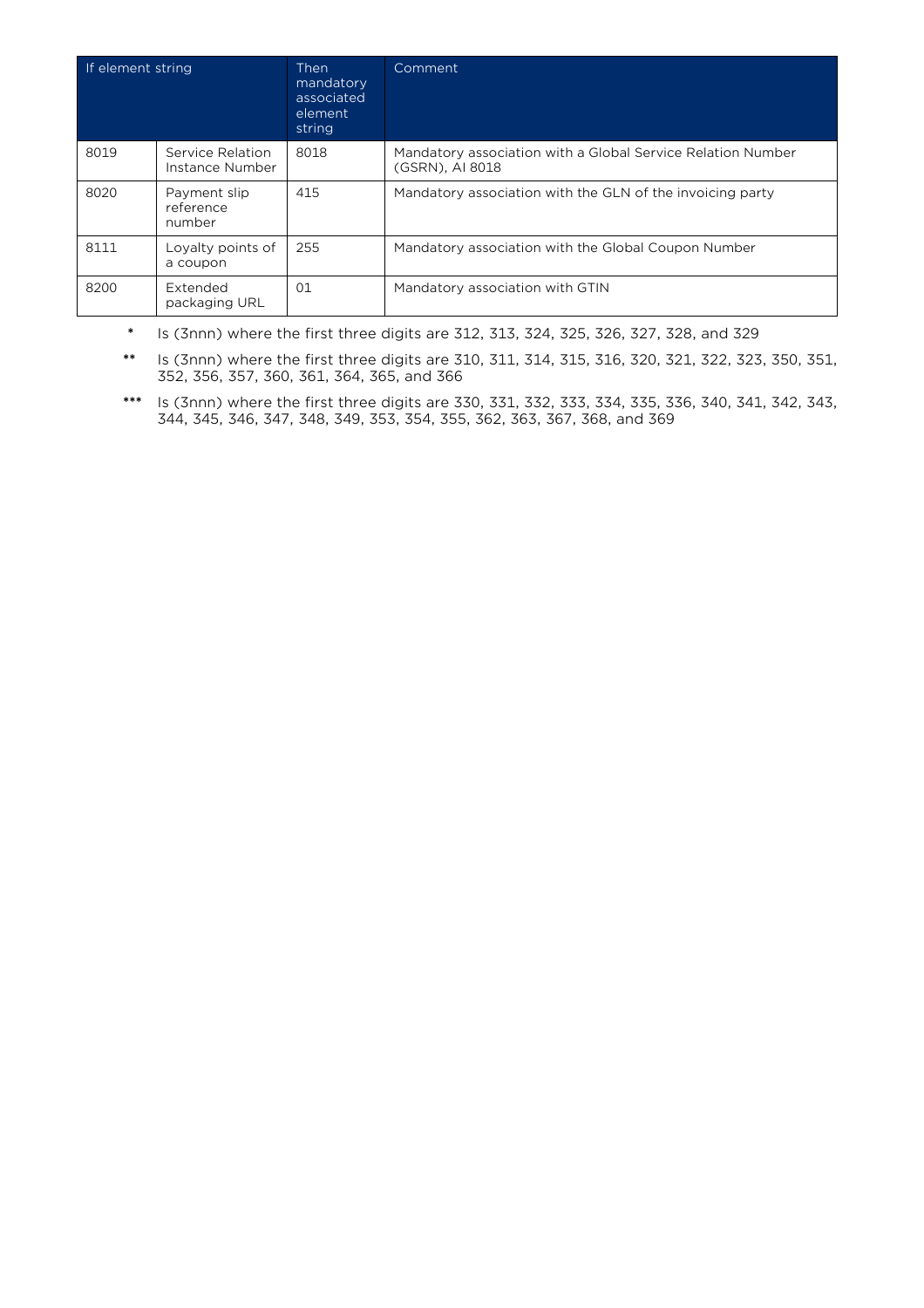| If element string | | Then mandatory associated element string | Comment |
|---|---|---|---|
| 8019 | Service Relation Instance Number | 8018 | Mandatory association with a Global Service Relation Number (GSRN), AI 8018 |
| 8020 | Payment slip reference number | 415 | Mandatory association with the GLN of the invoicing party |
| 8111 | Loyalty points of a coupon | 255 | Mandatory association with the Global Coupon Number |
| 8200 | Extended packaging URL | 01 | Mandatory association with GTIN |

\* Is (3nnn) where the first three digits are 312, 313, 324, 325, 326, 327, 328, and 329

\*\* Is (3nnn) where the first three digits are 310, 311, 314, 315, 316, 320, 321, 322, 323, 350, 351, 352, 356, 357, 360, 361, 364, 365, and 366

\*\*\* Is (3nnn) where the first three digits are 330, 331, 332, 333, 334, 335, 336, 340, 341, 342, 343, 344, 345, 346, 347, 348, 349, 353, 354, 355, 362, 363, 367, 368, and 369